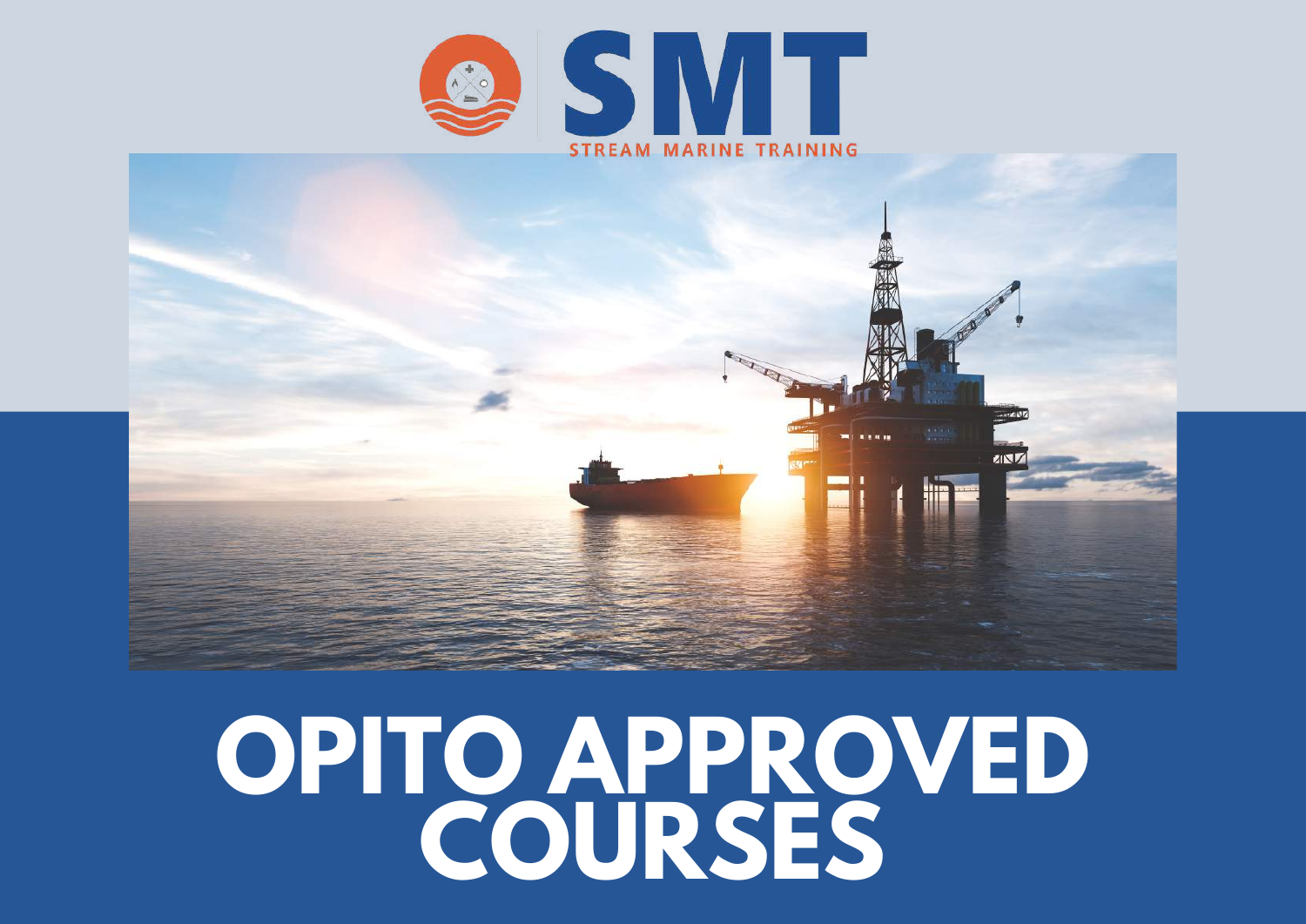SMT

STREAM MARINE TRAINING

# OPITO APPROVED COURSES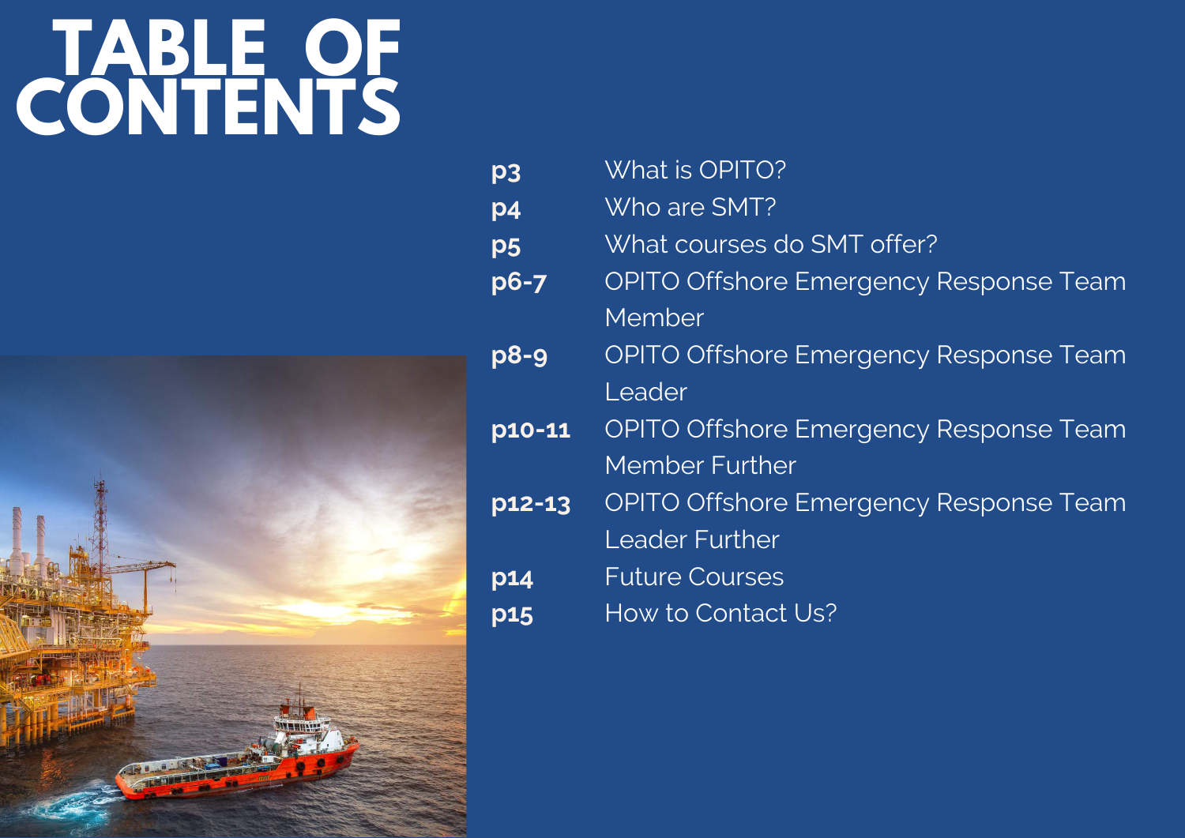# TABLE OF CONTENTS

| | |
|---|---|
| **p3** | What is OPITO? |
| **p4** | Who are SMT? |
| **p5** | What courses do SMT offer? |
| **p6-7** | OPITO Offshore Emergency Response Team Member |
| **p8-9** | OPITO Offshore Emergency Response Team Leader |
| **p10-11** | OPITO Offshore Emergency Response Team Member Further |
| **p12-13** | OPITO Offshore Emergency Response Team Leader Further |
| **p14** | Future Courses |
| **p15** | How to Contact Us? |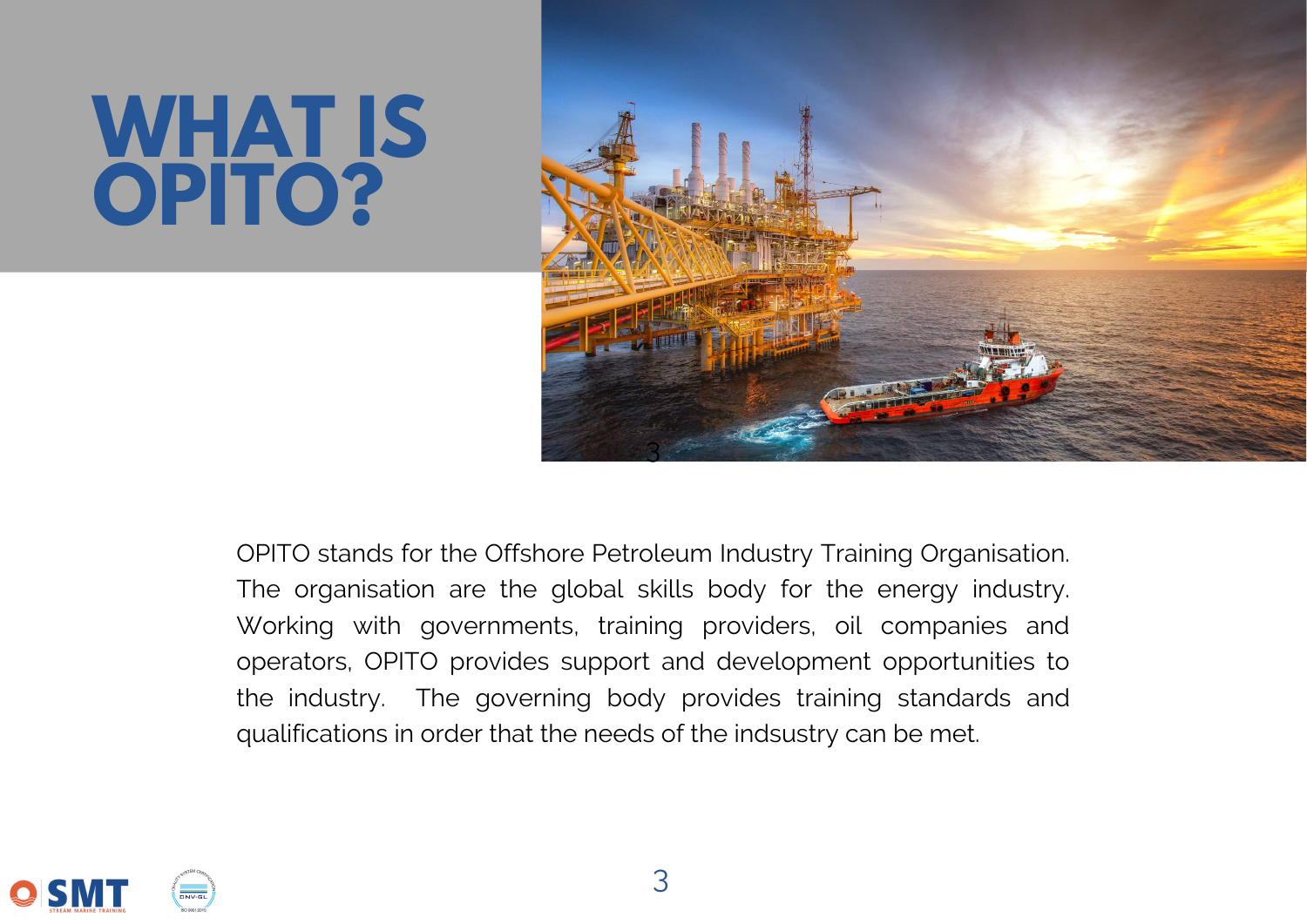# WHAT IS OPITO?

OPITO stands for the Offshore Petroleum Industry Training Organisation. The organisation are the global skills body for the energy industry. Working with governments, training providers, oil companies and operators, OPITO provides support and development opportunities to the industry. The governing body provides training standards and qualifications in order that the needs of the indsustry can be met.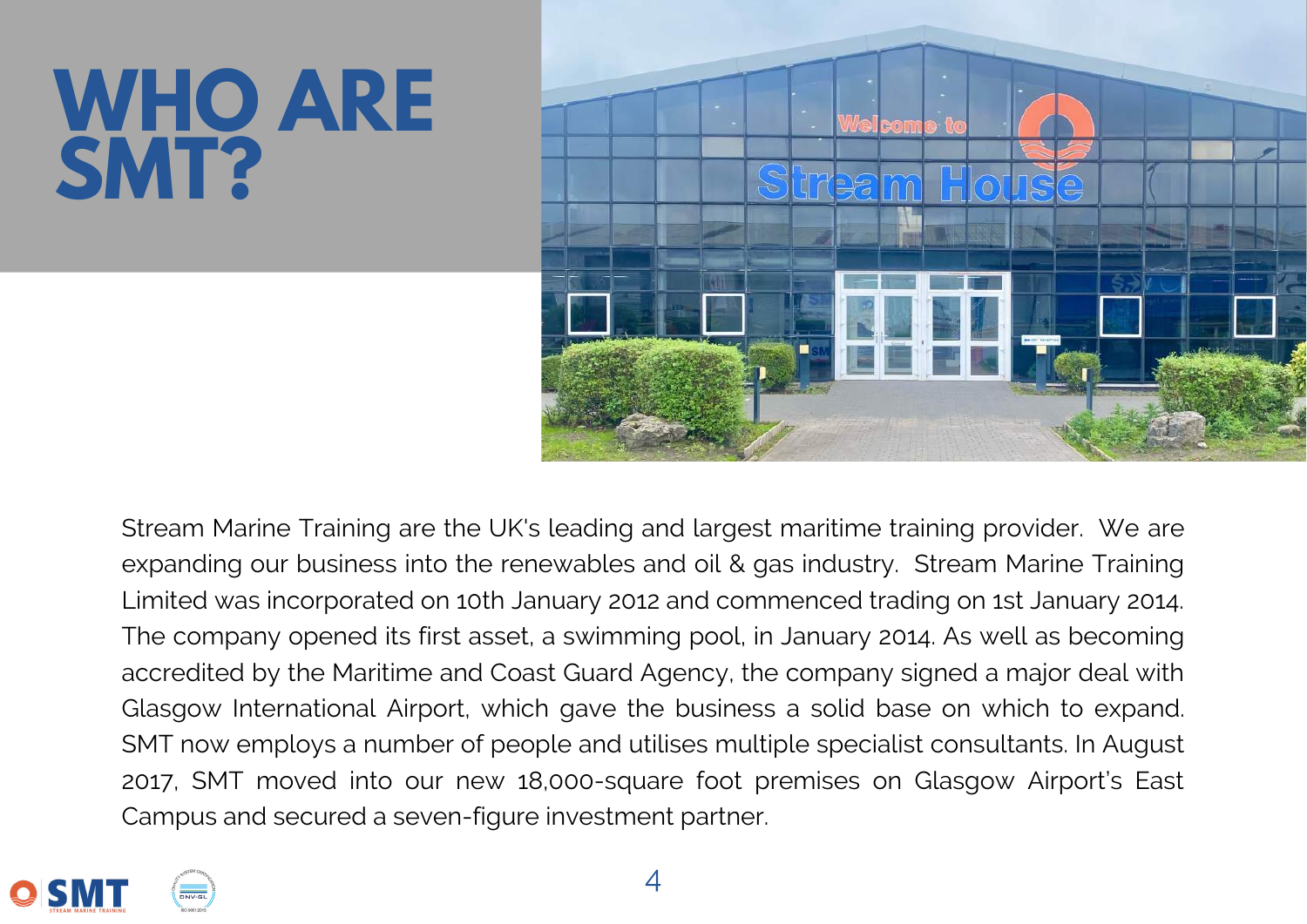# WHO ARE SMT?

Stream Marine Training are the UK's leading and largest maritime training provider. We are expanding our business into the renewables and oil & gas industry. Stream Marine Training Limited was incorporated on 10th January 2012 and commenced trading on 1st January 2014. The company opened its first asset, a swimming pool, in January 2014. As well as becoming accredited by the Maritime and Coast Guard Agency, the company signed a major deal with Glasgow International Airport, which gave the business a solid base on which to expand. SMT now employs a number of people and utilises multiple specialist consultants. In August 2017, SMT moved into our new 18,000-square foot premises on Glasgow Airport's East Campus and secured a seven-figure investment partner.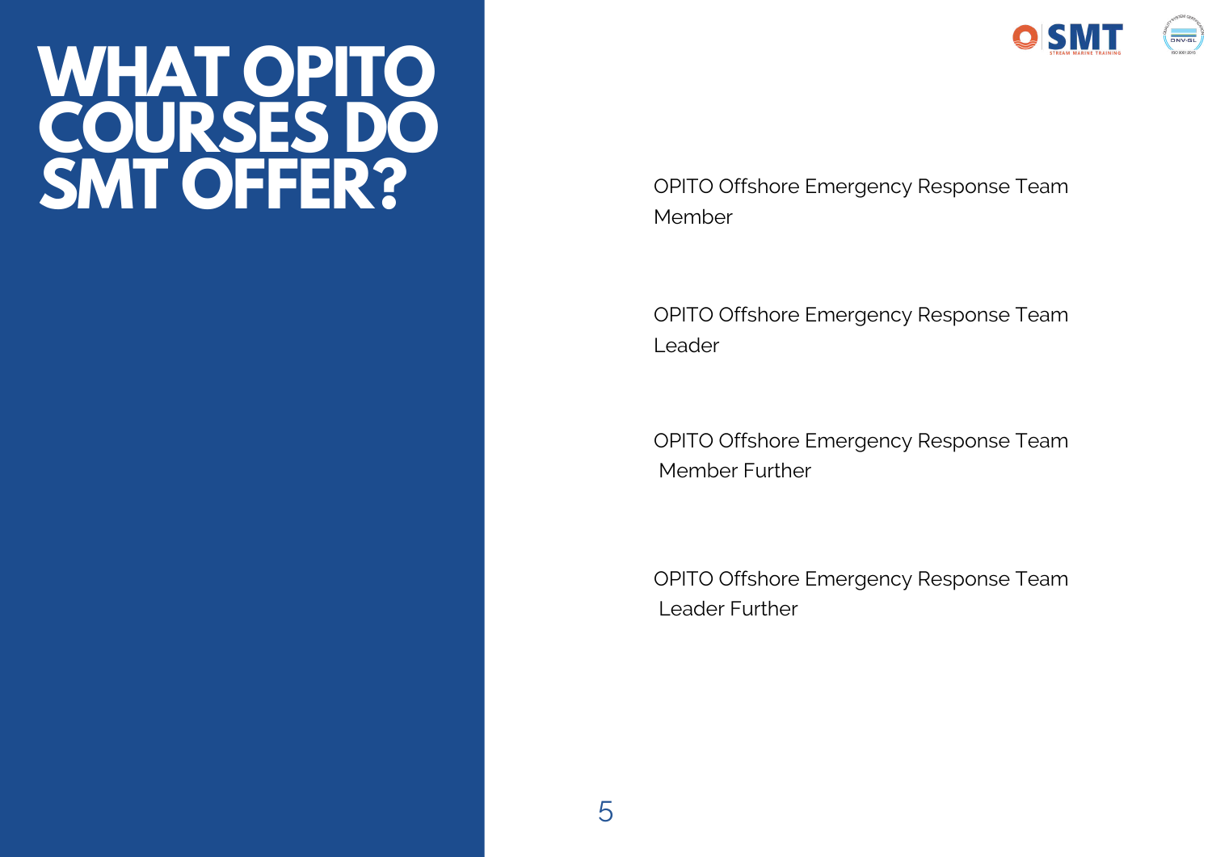# WHAT OPITO COURSES DO SMT OFFER?

OPITO Offshore Emergency Response Team Member

OPITO Offshore Emergency Response Team Leader

OPITO Offshore Emergency Response Team Member Further

OPITO Offshore Emergency Response Team Leader Further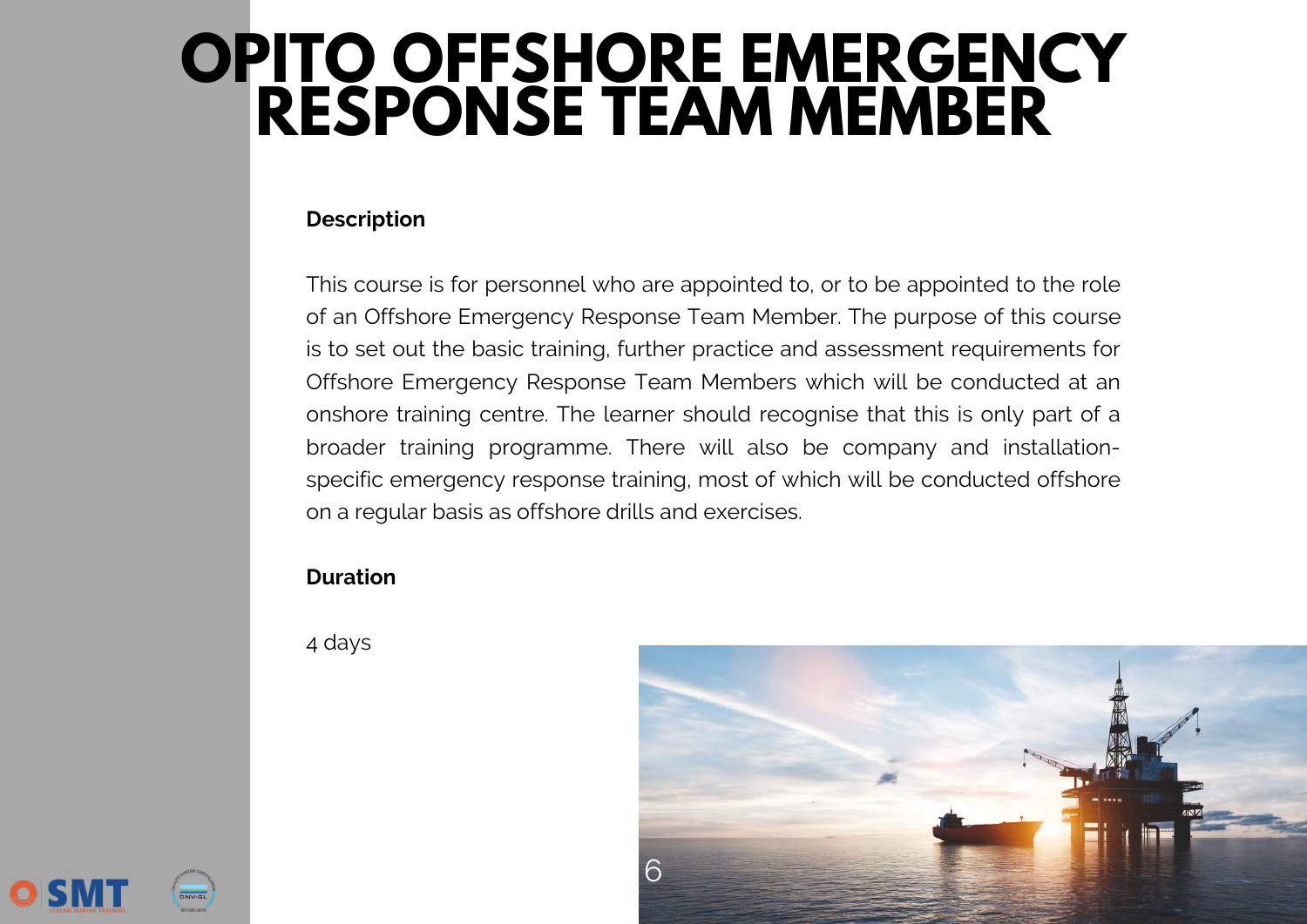# OPITO OFFSHORE EMERGENCY RESPONSE TEAM MEMBER

**Description**

This course is for personnel who are appointed to, or to be appointed to the role of an Offshore Emergency Response Team Member. The purpose of this course is to set out the basic training, further practice and assessment requirements for Offshore Emergency Response Team Members which will be conducted at an onshore training centre. The learner should recognise that this is only part of a broader training programme. There will also be company and installation-specific emergency response training, most of which will be conducted offshore on a regular basis as offshore drills and exercises.

**Duration**

4 days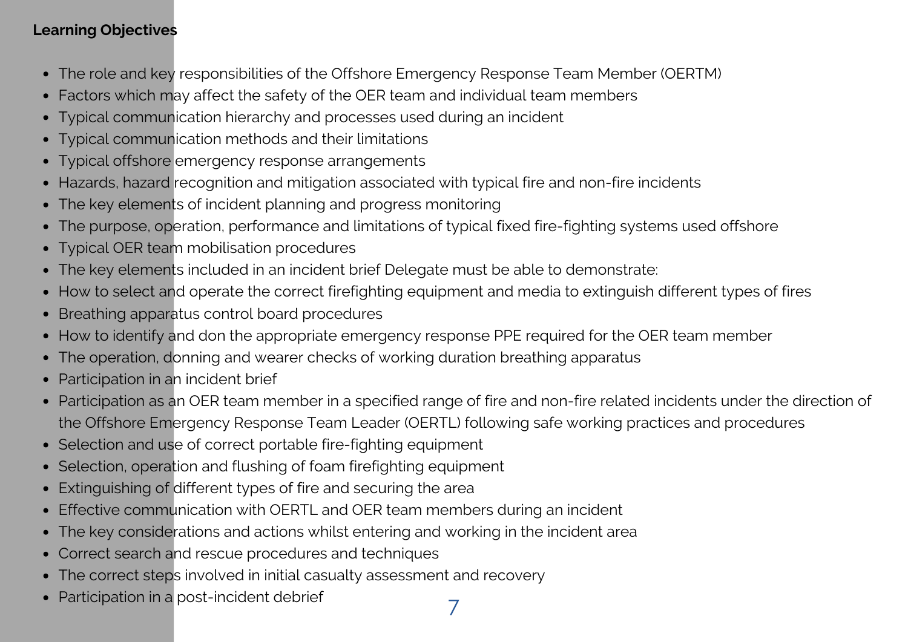**Learning Objectives**

- The role and key responsibilities of the Offshore Emergency Response Team Member (OERTM)
- Factors which may affect the safety of the OER team and individual team members
- Typical communication hierarchy and processes used during an incident
- Typical communication methods and their limitations
- Typical offshore emergency response arrangements
- Hazards, hazard recognition and mitigation associated with typical fire and non-fire incidents
- The key elements of incident planning and progress monitoring
- The purpose, operation, performance and limitations of typical fixed fire-fighting systems used offshore
- Typical OER team mobilisation procedures
- The key elements included in an incident brief Delegate must be able to demonstrate:
- How to select and operate the correct firefighting equipment and media to extinguish different types of fires
- Breathing apparatus control board procedures
- How to identify and don the appropriate emergency response PPE required for the OER team member
- The operation, donning and wearer checks of working duration breathing apparatus
- Participation in an incident brief
- Participation as an OER team member in a specified range of fire and non-fire related incidents under the direction of the Offshore Emergency Response Team Leader (OERTL) following safe working practices and procedures
- Selection and use of correct portable fire-fighting equipment
- Selection, operation and flushing of foam firefighting equipment
- Extinguishing of different types of fire and securing the area
- Effective communication with OERTL and OER team members during an incident
- The key considerations and actions whilst entering and working in the incident area
- Correct search and rescue procedures and techniques
- The correct steps involved in initial casualty assessment and recovery
- Participation in a post-incident debrief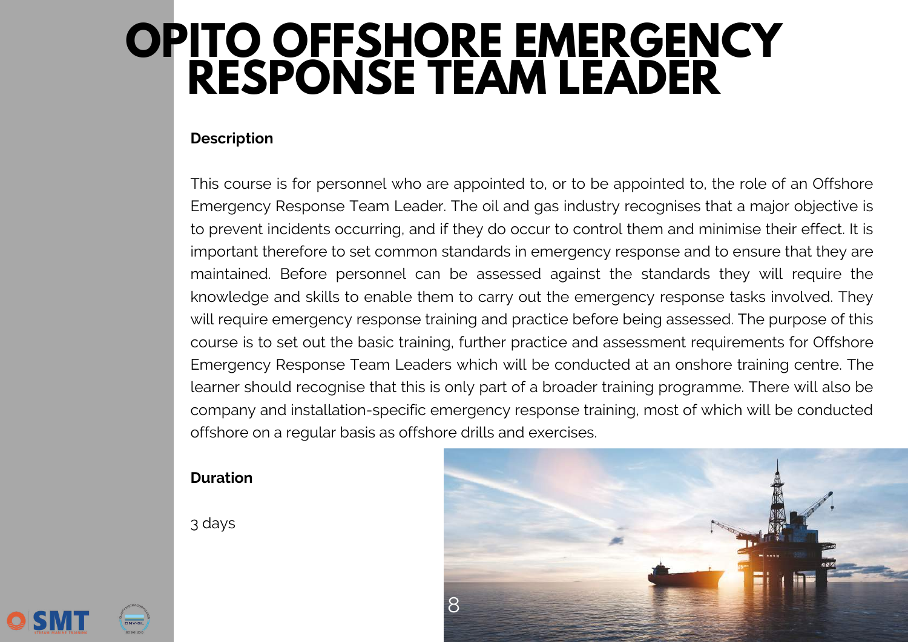# OPITO OFFSHORE EMERGENCY RESPONSE TEAM LEADER

**Description**

This course is for personnel who are appointed to, or to be appointed to, the role of an Offshore Emergency Response Team Leader. The oil and gas industry recognises that a major objective is to prevent incidents occurring, and if they do occur to control them and minimise their effect. It is important therefore to set common standards in emergency response and to ensure that they are maintained. Before personnel can be assessed against the standards they will require the knowledge and skills to enable them to carry out the emergency response tasks involved. They will require emergency response training and practice before being assessed. The purpose of this course is to set out the basic training, further practice and assessment requirements for Offshore Emergency Response Team Leaders which will be conducted at an onshore training centre. The learner should recognise that this is only part of a broader training programme. There will also be company and installation-specific emergency response training, most of which will be conducted offshore on a regular basis as offshore drills and exercises.

**Duration**

3 days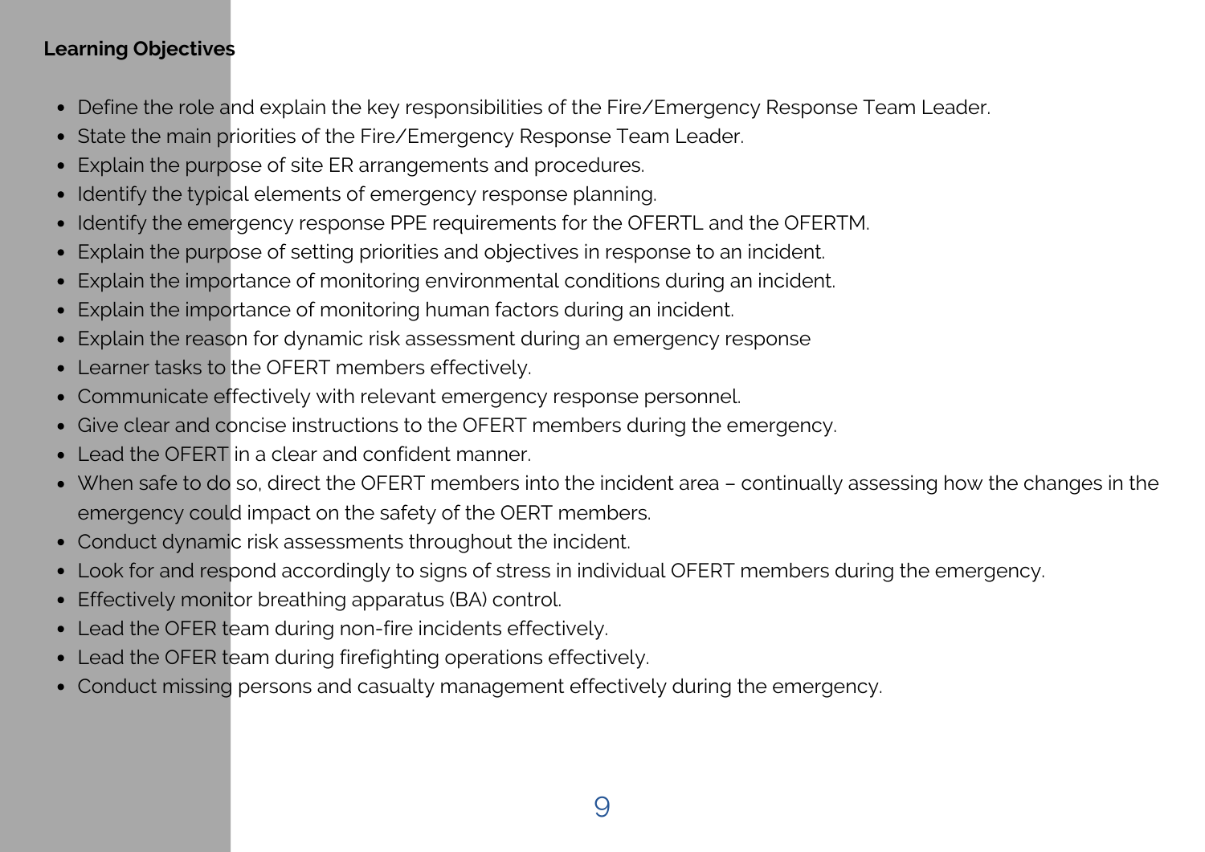**Learning Objectives**

- Define the role and explain the key responsibilities of the Fire/Emergency Response Team Leader.
- State the main priorities of the Fire/Emergency Response Team Leader.
- Explain the purpose of site ER arrangements and procedures.
- Identify the typical elements of emergency response planning.
- Identify the emergency response PPE requirements for the OFERTL and the OFERTM.
- Explain the purpose of setting priorities and objectives in response to an incident.
- Explain the importance of monitoring environmental conditions during an incident.
- Explain the importance of monitoring human factors during an incident.
- Explain the reason for dynamic risk assessment during an emergency response
- Learner tasks to the OFERT members effectively.
- Communicate effectively with relevant emergency response personnel.
- Give clear and concise instructions to the OFERT members during the emergency.
- Lead the OFERT in a clear and confident manner.
- When safe to do so, direct the OFERT members into the incident area – continually assessing how the changes in the emergency could impact on the safety of the OERT members.
- Conduct dynamic risk assessments throughout the incident.
- Look for and respond accordingly to signs of stress in individual OFERT members during the emergency.
- Effectively monitor breathing apparatus (BA) control.
- Lead the OFER team during non-fire incidents effectively.
- Lead the OFER team during firefighting operations effectively.
- Conduct missing persons and casualty management effectively during the emergency.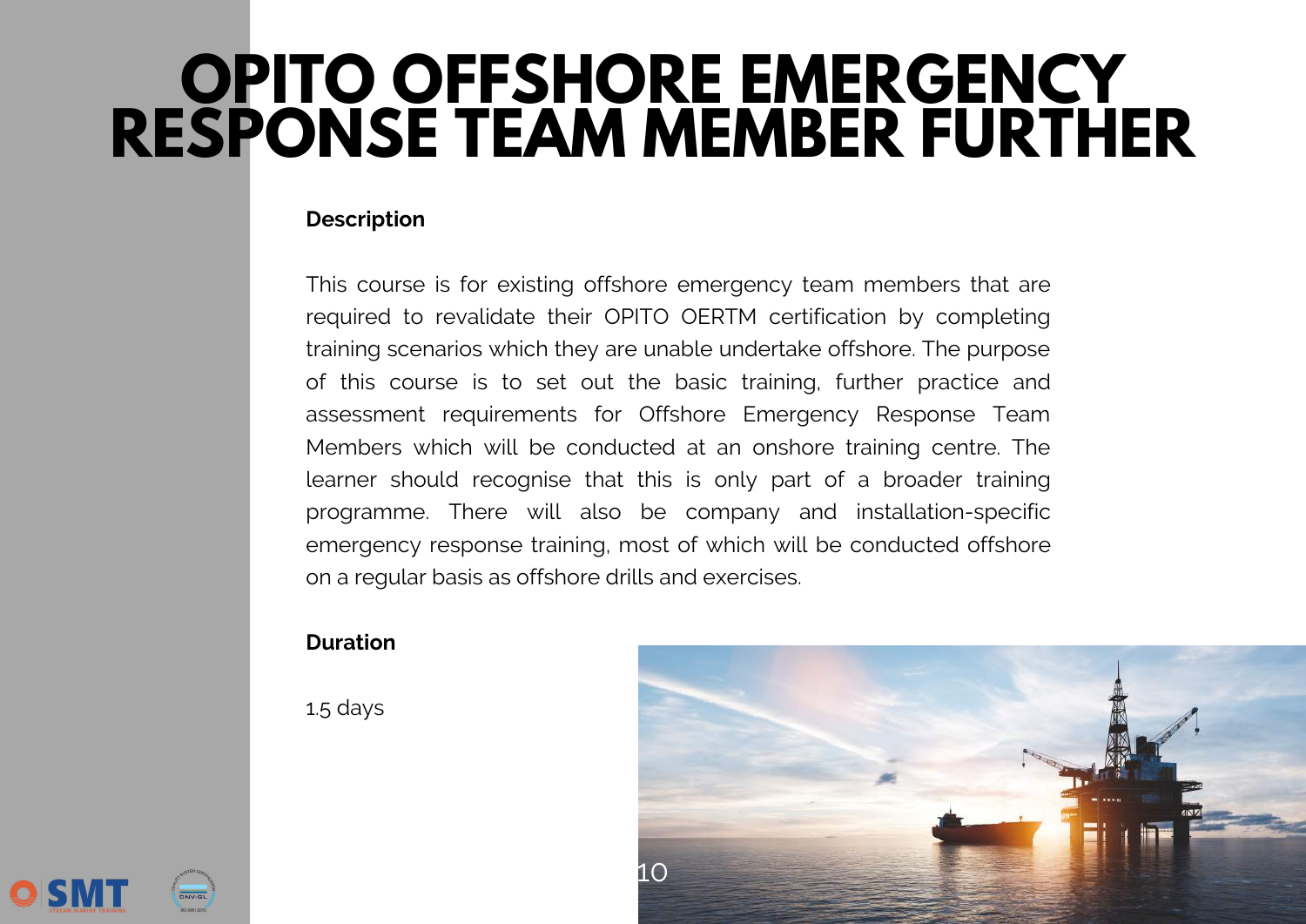# OPITO OFFSHORE EMERGENCY RESPONSE TEAM MEMBER FURTHER

**Description**

This course is for existing offshore emergency team members that are required to revalidate their OPITO OERTM certification by completing training scenarios which they are unable undertake offshore. The purpose of this course is to set out the basic training, further practice and assessment requirements for Offshore Emergency Response Team Members which will be conducted at an onshore training centre. The learner should recognise that this is only part of a broader training programme. There will also be company and installation-specific emergency response training, most of which will be conducted offshore on a regular basis as offshore drills and exercises.

**Duration**

1.5 days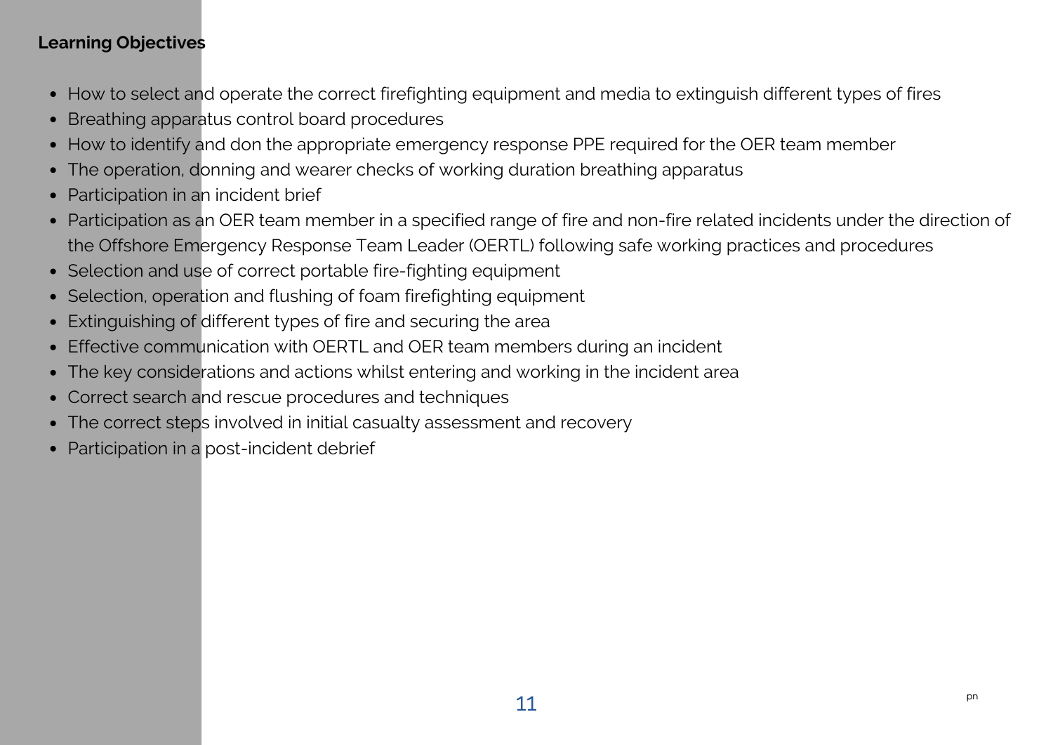**Learning Objectives**

- How to select and operate the correct firefighting equipment and media to extinguish different types of fires
- Breathing apparatus control board procedures
- How to identify and don the appropriate emergency response PPE required for the OER team member
- The operation, donning and wearer checks of working duration breathing apparatus
- Participation in an incident brief
- Participation as an OER team member in a specified range of fire and non-fire related incidents under the direction of the Offshore Emergency Response Team Leader (OERTL) following safe working practices and procedures
- Selection and use of correct portable fire-fighting equipment
- Selection, operation and flushing of foam firefighting equipment
- Extinguishing of different types of fire and securing the area
- Effective communication with OERTL and OER team members during an incident
- The key considerations and actions whilst entering and working in the incident area
- Correct search and rescue procedures and techniques
- The correct steps involved in initial casualty assessment and recovery
- Participation in a post-incident debrief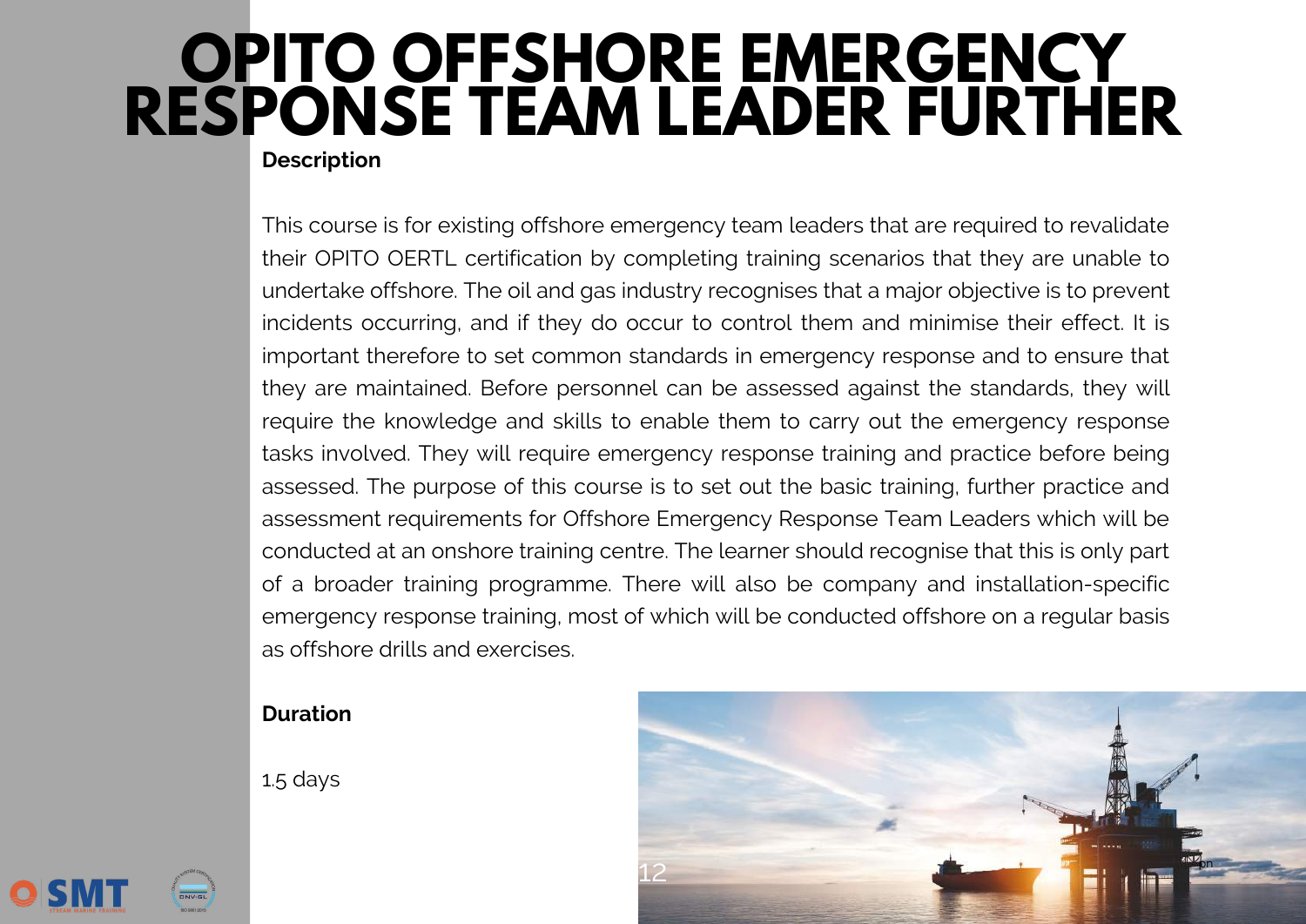# OPITO OFFSHORE EMERGENCY RESPONSE TEAM LEADER FURTHER

**Description**

This course is for existing offshore emergency team leaders that are required to revalidate their OPITO OERTL certification by completing training scenarios that they are unable to undertake offshore. The oil and gas industry recognises that a major objective is to prevent incidents occurring, and if they do occur to control them and minimise their effect. It is important therefore to set common standards in emergency response and to ensure that they are maintained. Before personnel can be assessed against the standards, they will require the knowledge and skills to enable them to carry out the emergency response tasks involved. They will require emergency response training and practice before being assessed. The purpose of this course is to set out the basic training, further practice and assessment requirements for Offshore Emergency Response Team Leaders which will be conducted at an onshore training centre. The learner should recognise that this is only part of a broader training programme. There will also be company and installation-specific emergency response training, most of which will be conducted offshore on a regular basis as offshore drills and exercises.

**Duration**

1.5 days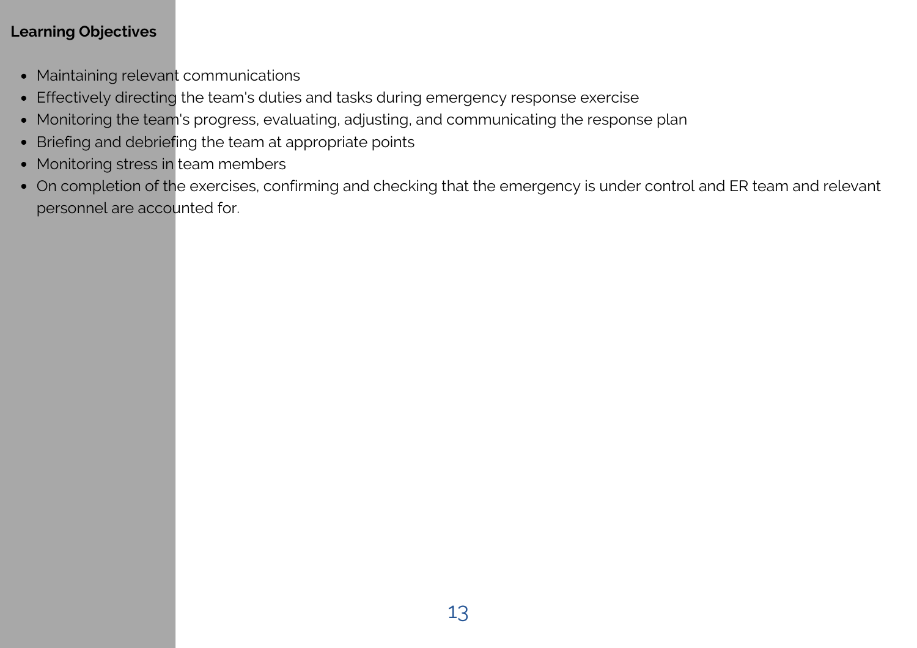**Learning Objectives**

- Maintaining relevant communications
- Effectively directing the team's duties and tasks during emergency response exercise
- Monitoring the team's progress, evaluating, adjusting, and communicating the response plan
- Briefing and debriefing the team at appropriate points
- Monitoring stress in team members
- On completion of the exercises, confirming and checking that the emergency is under control and ER team and relevant personnel are accounted for.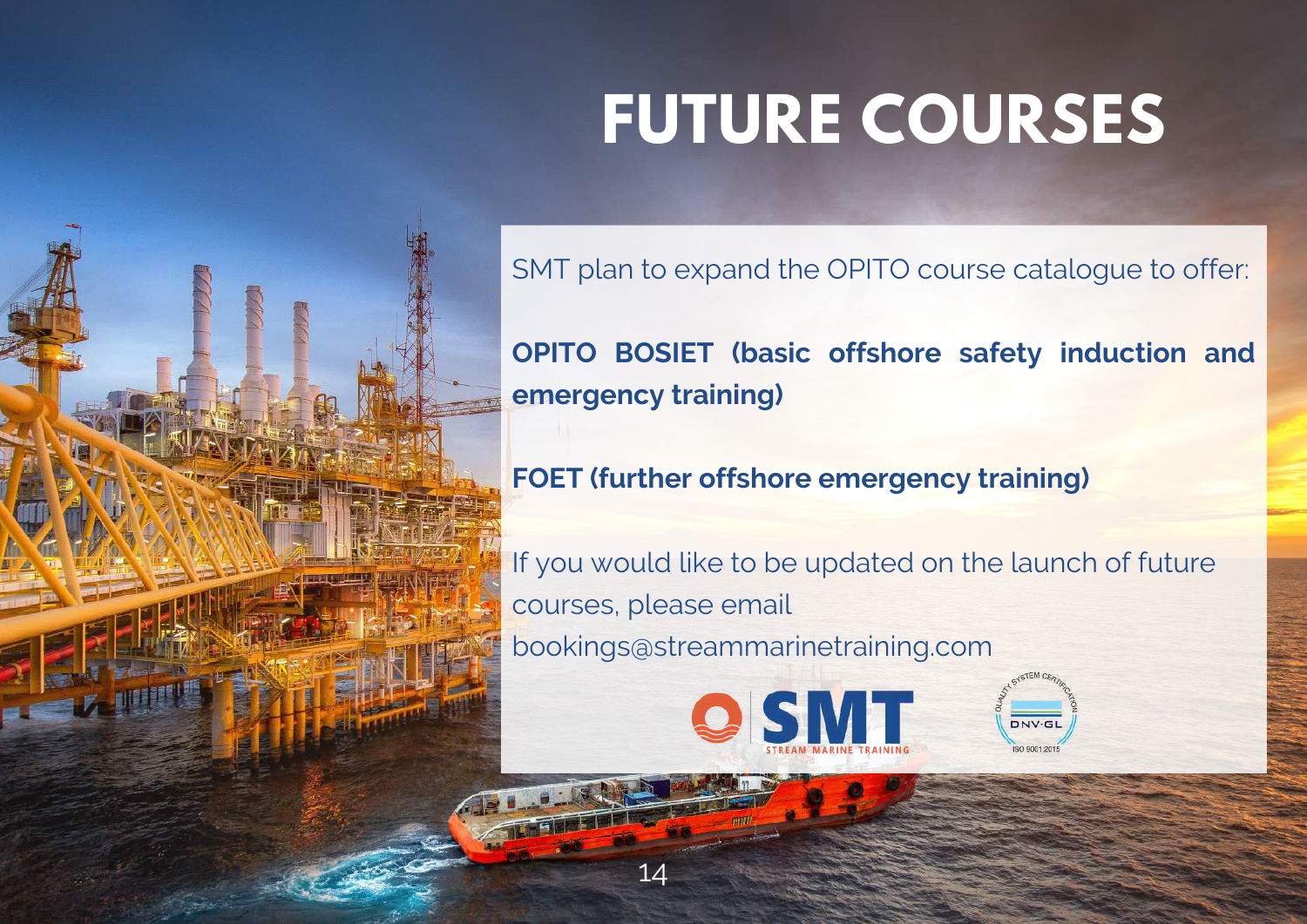# FUTURE COURSES

SMT plan to expand the OPITO course catalogue to offer:

**OPITO BOSIET (basic offshore safety induction and emergency training)**

**FOET (further offshore emergency training)**

If you would like to be updated on the launch of future courses, please email bookings@streammarinetraining.com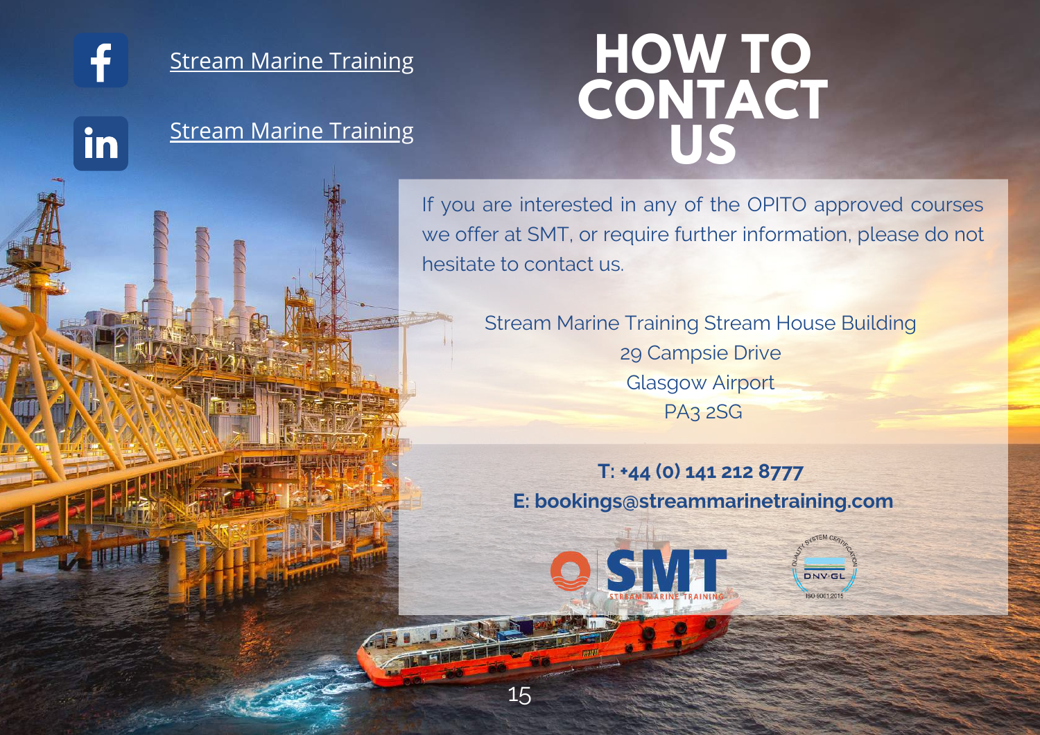Stream Marine Training

Stream Marine Training

# HOW TO CONTACT US

If you are interested in any of the OPITO approved courses we offer at SMT, or require further information, please do not hesitate to contact us.

Stream Marine Training Stream House Building
29 Campsie Drive
Glasgow Airport
PA3 2SG

**T: +44 (0) 141 212 8777**
**E: bookings@streammarinetraining.com**